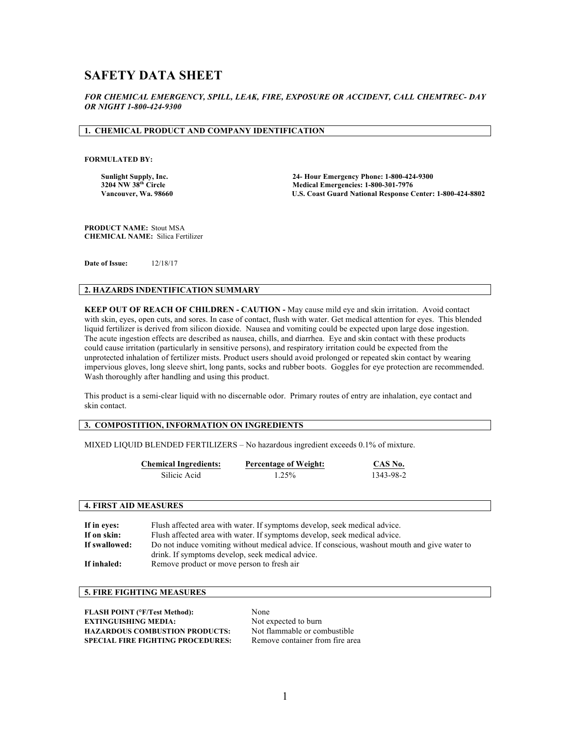# SAFETY DATA SHEET

***FOR CHEMICAL EMERGENCY, SPILL, LEAK, FIRE, EXPOSURE OR ACCIDENT, CALL CHEMTREC- DAY OR NIGHT 1-800-424-9300***

## 1. CHEMICAL PRODUCT AND COMPANY IDENTIFICATION

**FORMULATED BY:**

**Sunlight Supply, Inc.**
**3204 NW 38th Circle**
**Vancouver, Wa. 98660**

**24- Hour Emergency Phone: 1-800-424-9300**
**Medical Emergencies: 1-800-301-7976**
**U.S. Coast Guard National Response Center: 1-800-424-8802**

**PRODUCT NAME:** Stout MSA
**CHEMICAL NAME:** Silica Fertilizer

**Date of Issue:** 12/18/17

## 2. HAZARDS INDENTIFICATION SUMMARY

**KEEP OUT OF REACH OF CHILDREN - CAUTION -** May cause mild eye and skin irritation. Avoid contact with skin, eyes, open cuts, and sores. In case of contact, flush with water. Get medical attention for eyes. This blended liquid fertilizer is derived from silicon dioxide. Nausea and vomiting could be expected upon large dose ingestion. The acute ingestion effects are described as nausea, chills, and diarrhea. Eye and skin contact with these products could cause irritation (particularly in sensitive persons), and respiratory irritation could be expected from the unprotected inhalation of fertilizer mists. Product users should avoid prolonged or repeated skin contact by wearing impervious gloves, long sleeve shirt, long pants, socks and rubber boots. Goggles for eye protection are recommended. Wash thoroughly after handling and using this product.

This product is a semi-clear liquid with no discernable odor. Primary routes of entry are inhalation, eye contact and skin contact.

## 3. COMPOSTITION, INFORMATION ON INGREDIENTS

MIXED LIQUID BLENDED FERTILIZERS – No hazardous ingredient exceeds 0.1% of mixture.

| Chemical Ingredients: | Percentage of Weight: | CAS No. |
|---|---|---|
| Silicic Acid | 1.25% | 1343-98-2 |

## 4. FIRST AID MEASURES

**If in eyes:** Flush affected area with water. If symptoms develop, seek medical advice.
**If on skin:** Flush affected area with water. If symptoms develop, seek medical advice.
**If swallowed:** Do not induce vomiting without medical advice. If conscious, washout mouth and give water to drink. If symptoms develop, seek medical advice.
**If inhaled:** Remove product or move person to fresh air

## 5. FIRE FIGHTING MEASURES

**FLASH POINT (°F/Test Method):** None
**EXTINGUISHING MEDIA:** Not expected to burn
**HAZARDOUS COMBUSTION PRODUCTS:** Not flammable or combustible
**SPECIAL FIRE FIGHTING PROCEDURES:** Remove container from fire area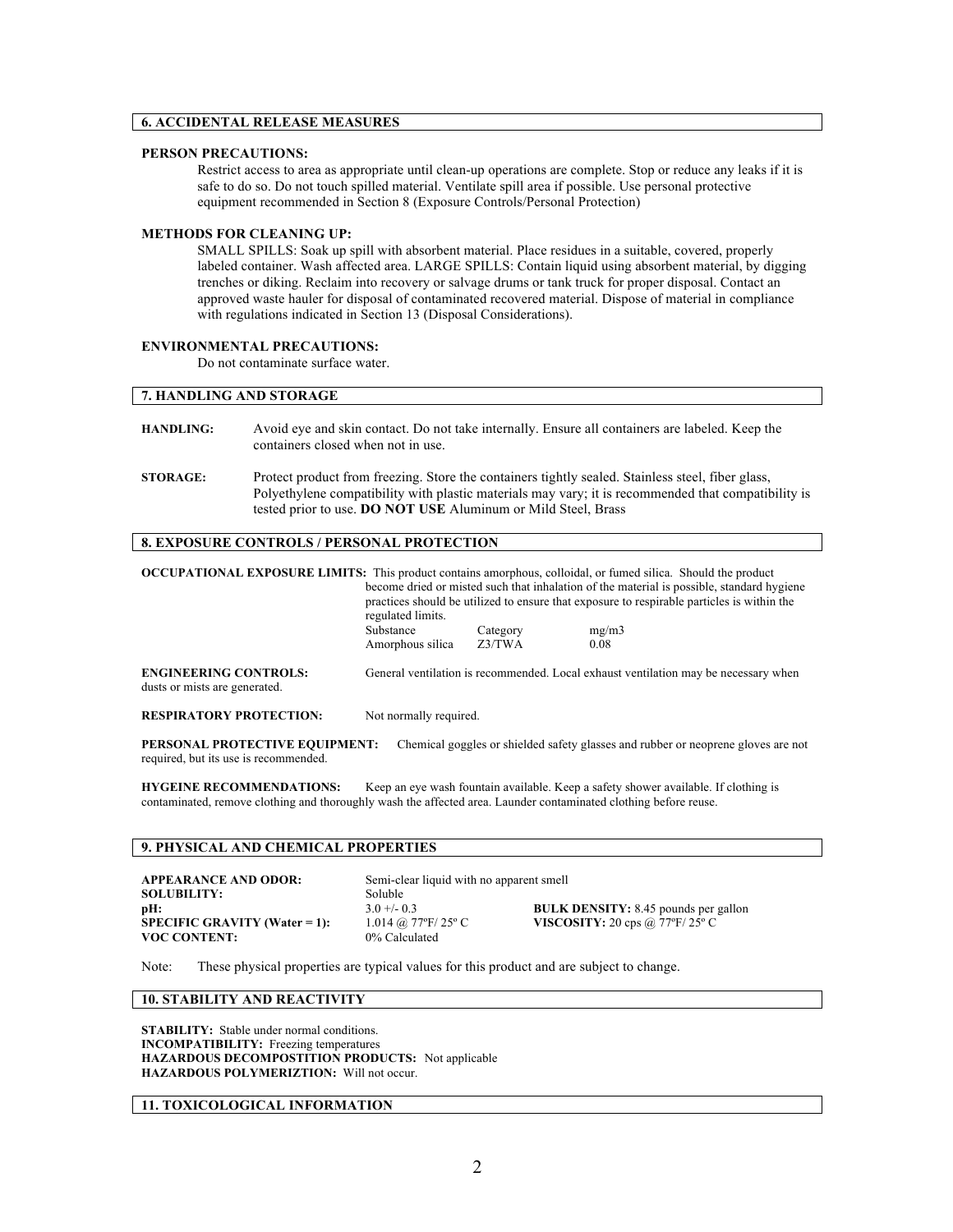## 6. ACCIDENTAL RELEASE MEASURES

**PERSON PRECAUTIONS:**

Restrict access to area as appropriate until clean-up operations are complete. Stop or reduce any leaks if it is safe to do so. Do not touch spilled material. Ventilate spill area if possible. Use personal protective equipment recommended in Section 8 (Exposure Controls/Personal Protection)

**METHODS FOR CLEANING UP:**

SMALL SPILLS: Soak up spill with absorbent material. Place residues in a suitable, covered, properly labeled container. Wash affected area. LARGE SPILLS: Contain liquid using absorbent material, by digging trenches or diking. Reclaim into recovery or salvage drums or tank truck for proper disposal. Contact an approved waste hauler for disposal of contaminated recovered material. Dispose of material in compliance with regulations indicated in Section 13 (Disposal Considerations).

**ENVIRONMENTAL PRECAUTIONS:**

Do not contaminate surface water.

## 7. HANDLING AND STORAGE

**HANDLING:** Avoid eye and skin contact. Do not take internally. Ensure all containers are labeled. Keep the containers closed when not in use.

**STORAGE:** Protect product from freezing. Store the containers tightly sealed. Stainless steel, fiber glass, Polyethylene compatibility with plastic materials may vary; it is recommended that compatibility is tested prior to use. **DO NOT USE** Aluminum or Mild Steel, Brass

## 8. EXPOSURE CONTROLS / PERSONAL PROTECTION

**OCCUPATIONAL EXPOSURE LIMITS:** This product contains amorphous, colloidal, or fumed silica. Should the product become dried or misted such that inhalation of the material is possible, standard hygiene practices should be utilized to ensure that exposure to respirable particles is within the regulated limits.

| Substance | Category | mg/m3 |
|---|---|---|
| Amorphous silica | Z3/TWA | 0.08 |

**ENGINEERING CONTROLS:** General ventilation is recommended. Local exhaust ventilation may be necessary when dusts or mists are generated.

**RESPIRATORY PROTECTION:** Not normally required.

**PERSONAL PROTECTIVE EQUIPMENT:** Chemical goggles or shielded safety glasses and rubber or neoprene gloves are not required, but its use is recommended.

**HYGEINE RECOMMENDATIONS:** Keep an eye wash fountain available. Keep a safety shower available. If clothing is contaminated, remove clothing and thoroughly wash the affected area. Launder contaminated clothing before reuse.

## 9. PHYSICAL AND CHEMICAL PROPERTIES

**APPEARANCE AND ODOR:** Semi-clear liquid with no apparent smell
**SOLUBILITY:** Soluble
**pH:** 3.0 +/- 0.3
**SPECIFIC GRAVITY (Water = 1):** 1.014 @ 77ºF/ 25º C
**VOC CONTENT:** 0% Calculated
**BULK DENSITY:** 8.45 pounds per gallon
**VISCOSITY:** 20 cps @ 77ºF/ 25º C

Note: These physical properties are typical values for this product and are subject to change.

## 10. STABILITY AND REACTIVITY

**STABILITY:** Stable under normal conditions.
**INCOMPATIBILITY:** Freezing temperatures
**HAZARDOUS DECOMPOSTITION PRODUCTS:** Not applicable
**HAZARDOUS POLYMERIZTION:** Will not occur.

## 11. TOXICOLOGICAL INFORMATION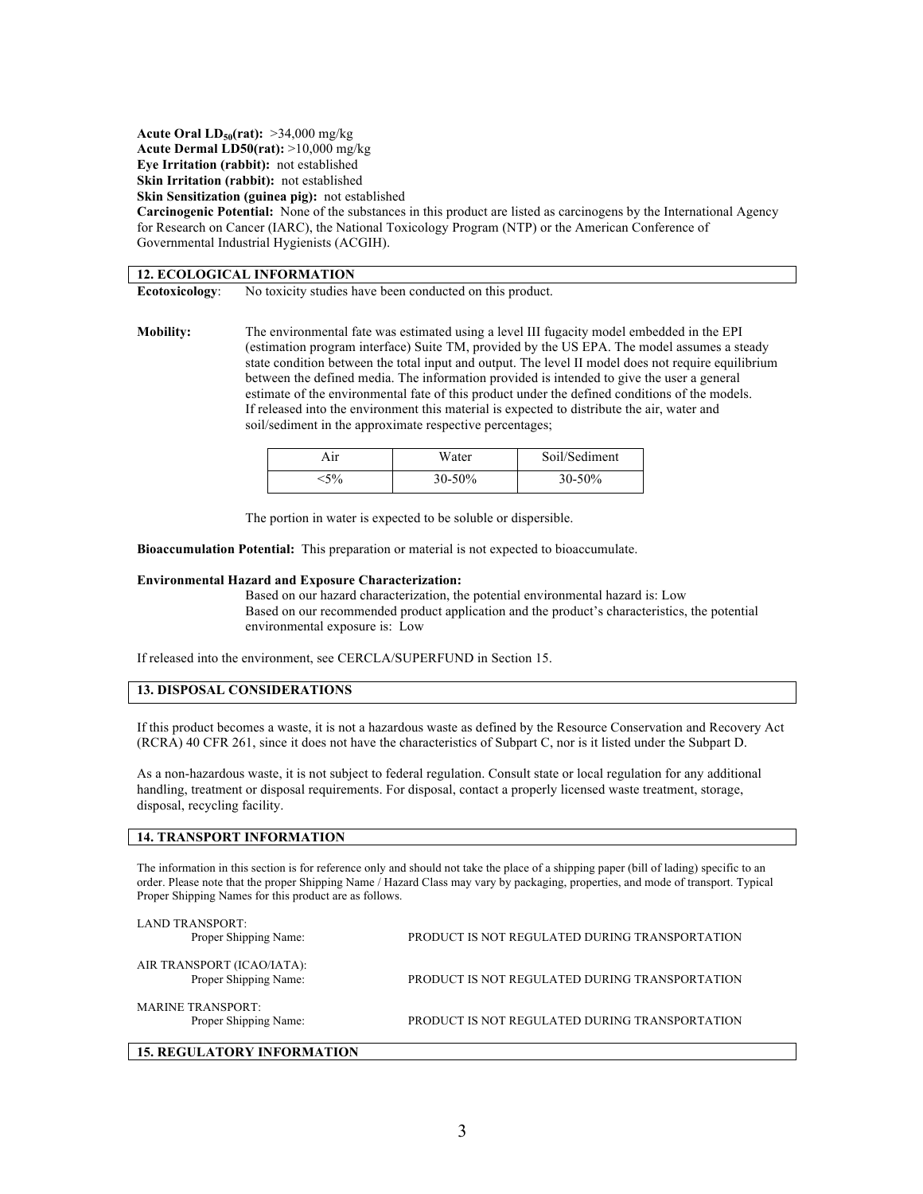**Acute Oral $LD_{50}$(rat):** >34,000 mg/kg
**Acute Dermal LD50(rat):** >10,000 mg/kg
**Eye Irritation (rabbit):** not established
**Skin Irritation (rabbit):** not established
**Skin Sensitization (guinea pig):** not established
**Carcinogenic Potential:** None of the substances in this product are listed as carcinogens by the International Agency for Research on Cancer (IARC), the National Toxicology Program (NTP) or the American Conference of Governmental Industrial Hygienists (ACGIH).

## 12. ECOLOGICAL INFORMATION

**Ecotoxicology**: No toxicity studies have been conducted on this product.

**Mobility:** The environmental fate was estimated using a level III fugacity model embedded in the EPI (estimation program interface) Suite TM, provided by the US EPA. The model assumes a steady state condition between the total input and output. The level II model does not require equilibrium between the defined media. The information provided is intended to give the user a general estimate of the environmental fate of this product under the defined conditions of the models. If released into the environment this material is expected to distribute the air, water and soil/sediment in the approximate respective percentages;

| Air | Water | Soil/Sediment |
|---|---|---|
| <5% | 30-50% | 30-50% |

The portion in water is expected to be soluble or dispersible.

**Bioaccumulation Potential:** This preparation or material is not expected to bioaccumulate.

**Environmental Hazard and Exposure Characterization:**
Based on our hazard characterization, the potential environmental hazard is: Low
Based on our recommended product application and the product's characteristics, the potential environmental exposure is: Low

If released into the environment, see CERCLA/SUPERFUND in Section 15.

## 13. DISPOSAL CONSIDERATIONS

If this product becomes a waste, it is not a hazardous waste as defined by the Resource Conservation and Recovery Act (RCRA) 40 CFR 261, since it does not have the characteristics of Subpart C, nor is it listed under the Subpart D.

As a non-hazardous waste, it is not subject to federal regulation. Consult state or local regulation for any additional handling, treatment or disposal requirements. For disposal, contact a properly licensed waste treatment, storage, disposal, recycling facility.

## 14. TRANSPORT INFORMATION

The information in this section is for reference only and should not take the place of a shipping paper (bill of lading) specific to an order. Please note that the proper Shipping Name / Hazard Class may vary by packaging, properties, and mode of transport. Typical Proper Shipping Names for this product are as follows.

LAND TRANSPORT:
Proper Shipping Name: PRODUCT IS NOT REGULATED DURING TRANSPORTATION

AIR TRANSPORT (ICAO/IATA):
Proper Shipping Name: PRODUCT IS NOT REGULATED DURING TRANSPORTATION

MARINE TRANSPORT:
Proper Shipping Name: PRODUCT IS NOT REGULATED DURING TRANSPORTATION

## 15. REGULATORY INFORMATION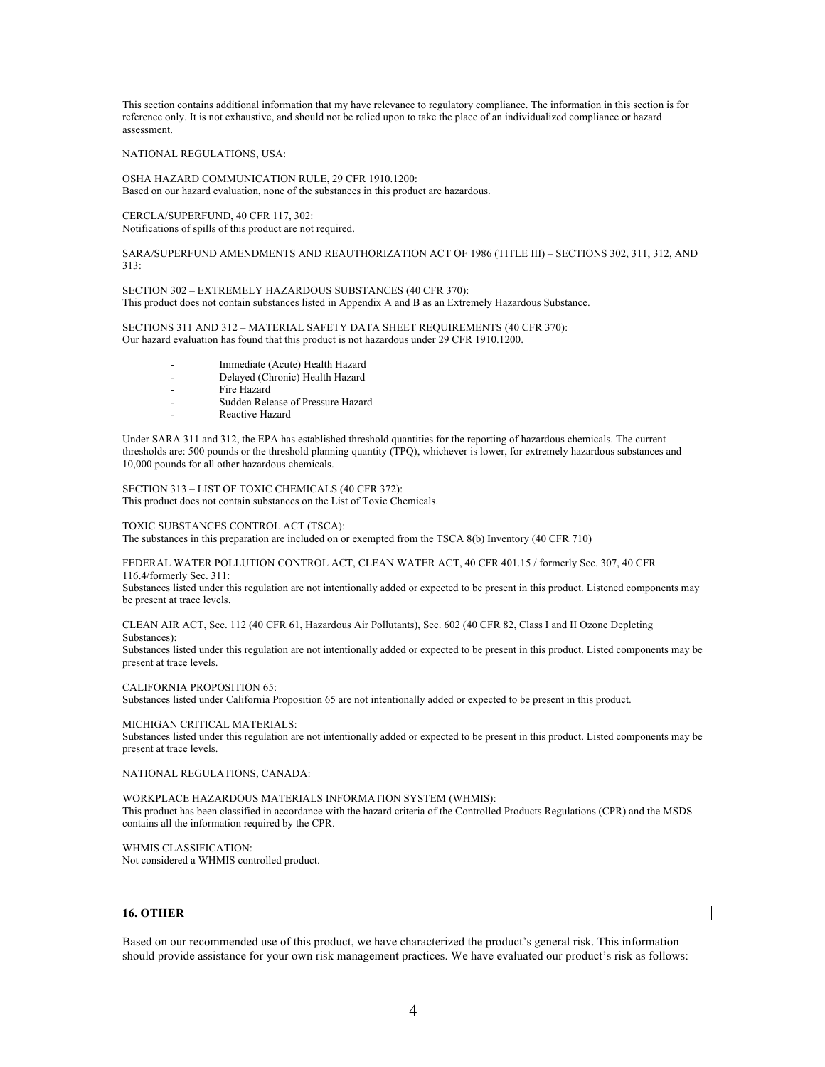This section contains additional information that my have relevance to regulatory compliance. The information in this section is for reference only. It is not exhaustive, and should not be relied upon to take the place of an individualized compliance or hazard assessment.

NATIONAL REGULATIONS, USA:

OSHA HAZARD COMMUNICATION RULE, 29 CFR 1910.1200:
Based on our hazard evaluation, none of the substances in this product are hazardous.

CERCLA/SUPERFUND, 40 CFR 117, 302:
Notifications of spills of this product are not required.

SARA/SUPERFUND AMENDMENTS AND REAUTHORIZATION ACT OF 1986 (TITLE III) – SECTIONS 302, 311, 312, AND 313:

SECTION 302 – EXTREMELY HAZARDOUS SUBSTANCES (40 CFR 370):
This product does not contain substances listed in Appendix A and B as an Extremely Hazardous Substance.

SECTIONS 311 AND 312 – MATERIAL SAFETY DATA SHEET REQUIREMENTS (40 CFR 370):
Our hazard evaluation has found that this product is not hazardous under 29 CFR 1910.1200.

- Immediate (Acute) Health Hazard
- Delayed (Chronic) Health Hazard
- Fire Hazard
- Sudden Release of Pressure Hazard
- Reactive Hazard

Under SARA 311 and 312, the EPA has established threshold quantities for the reporting of hazardous chemicals. The current thresholds are: 500 pounds or the threshold planning quantity (TPQ), whichever is lower, for extremely hazardous substances and 10,000 pounds for all other hazardous chemicals.

SECTION 313 – LIST OF TOXIC CHEMICALS (40 CFR 372):
This product does not contain substances on the List of Toxic Chemicals.

TOXIC SUBSTANCES CONTROL ACT (TSCA):
The substances in this preparation are included on or exempted from the TSCA 8(b) Inventory (40 CFR 710)

FEDERAL WATER POLLUTION CONTROL ACT, CLEAN WATER ACT, 40 CFR 401.15 / formerly Sec. 307, 40 CFR 116.4/formerly Sec. 311:
Substances listed under this regulation are not intentionally added or expected to be present in this product. Listened components may be present at trace levels.

CLEAN AIR ACT, Sec. 112 (40 CFR 61, Hazardous Air Pollutants), Sec. 602 (40 CFR 82, Class I and II Ozone Depleting Substances):
Substances listed under this regulation are not intentionally added or expected to be present in this product. Listed components may be present at trace levels.

CALIFORNIA PROPOSITION 65:
Substances listed under California Proposition 65 are not intentionally added or expected to be present in this product.

MICHIGAN CRITICAL MATERIALS:
Substances listed under this regulation are not intentionally added or expected to be present in this product. Listed components may be present at trace levels.

NATIONAL REGULATIONS, CANADA:

WORKPLACE HAZARDOUS MATERIALS INFORMATION SYSTEM (WHMIS):
This product has been classified in accordance with the hazard criteria of the Controlled Products Regulations (CPR) and the MSDS contains all the information required by the CPR.

WHMIS CLASSIFICATION:
Not considered a WHMIS controlled product.

## 16. OTHER

Based on our recommended use of this product, we have characterized the product's general risk. This information should provide assistance for your own risk management practices. We have evaluated our product's risk as follows: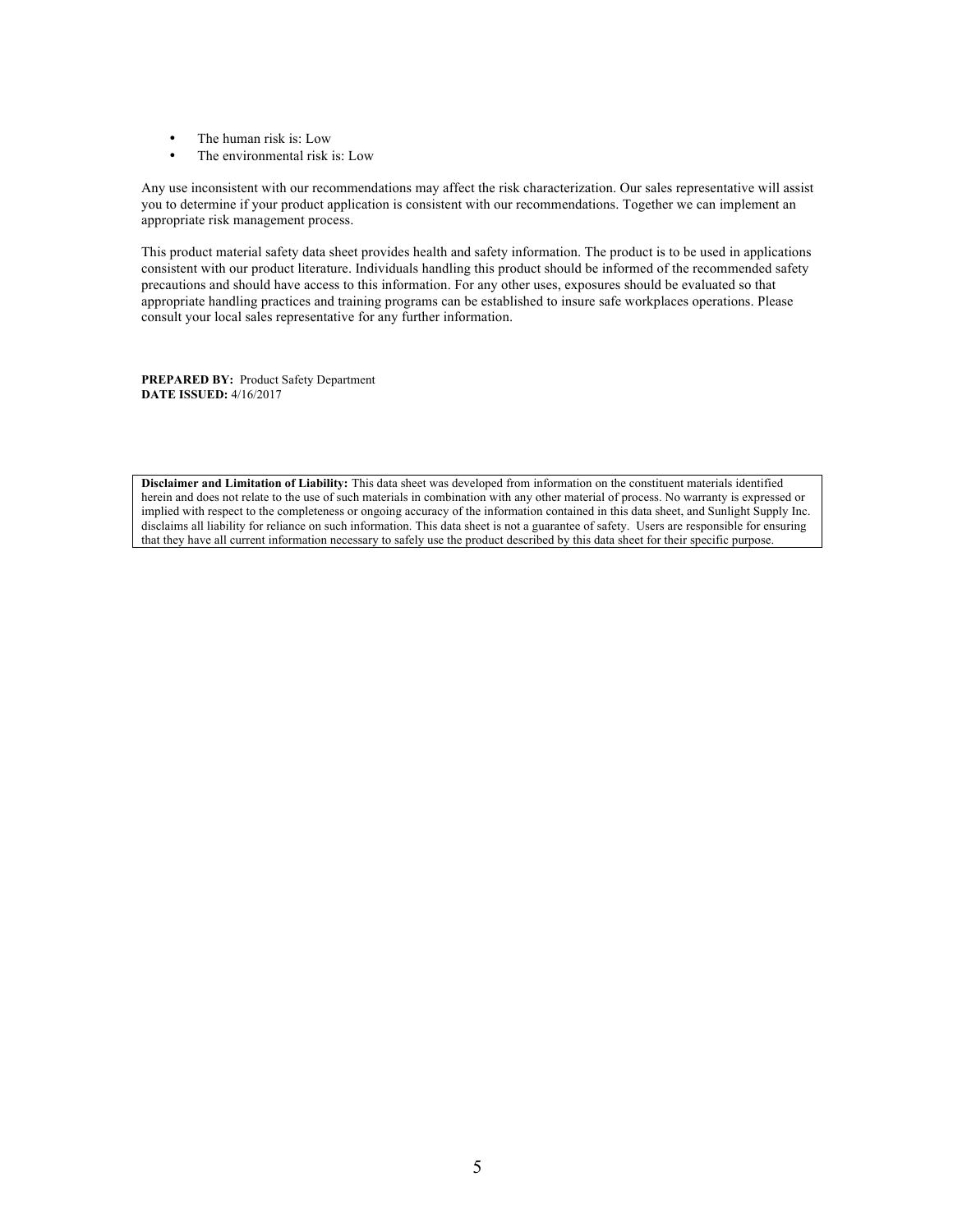- The human risk is: Low
- The environmental risk is: Low

Any use inconsistent with our recommendations may affect the risk characterization. Our sales representative will assist you to determine if your product application is consistent with our recommendations. Together we can implement an appropriate risk management process.

This product material safety data sheet provides health and safety information. The product is to be used in applications consistent with our product literature. Individuals handling this product should be informed of the recommended safety precautions and should have access to this information. For any other uses, exposures should be evaluated so that appropriate handling practices and training programs can be established to insure safe workplaces operations. Please consult your local sales representative for any further information.

**PREPARED BY:** Product Safety Department
**DATE ISSUED:** 4/16/2017

**Disclaimer and Limitation of Liability:** This data sheet was developed from information on the constituent materials identified herein and does not relate to the use of such materials in combination with any other material of process. No warranty is expressed or implied with respect to the completeness or ongoing accuracy of the information contained in this data sheet, and Sunlight Supply Inc. disclaims all liability for reliance on such information. This data sheet is not a guarantee of safety. Users are responsible for ensuring that they have all current information necessary to safely use the product described by this data sheet for their specific purpose.